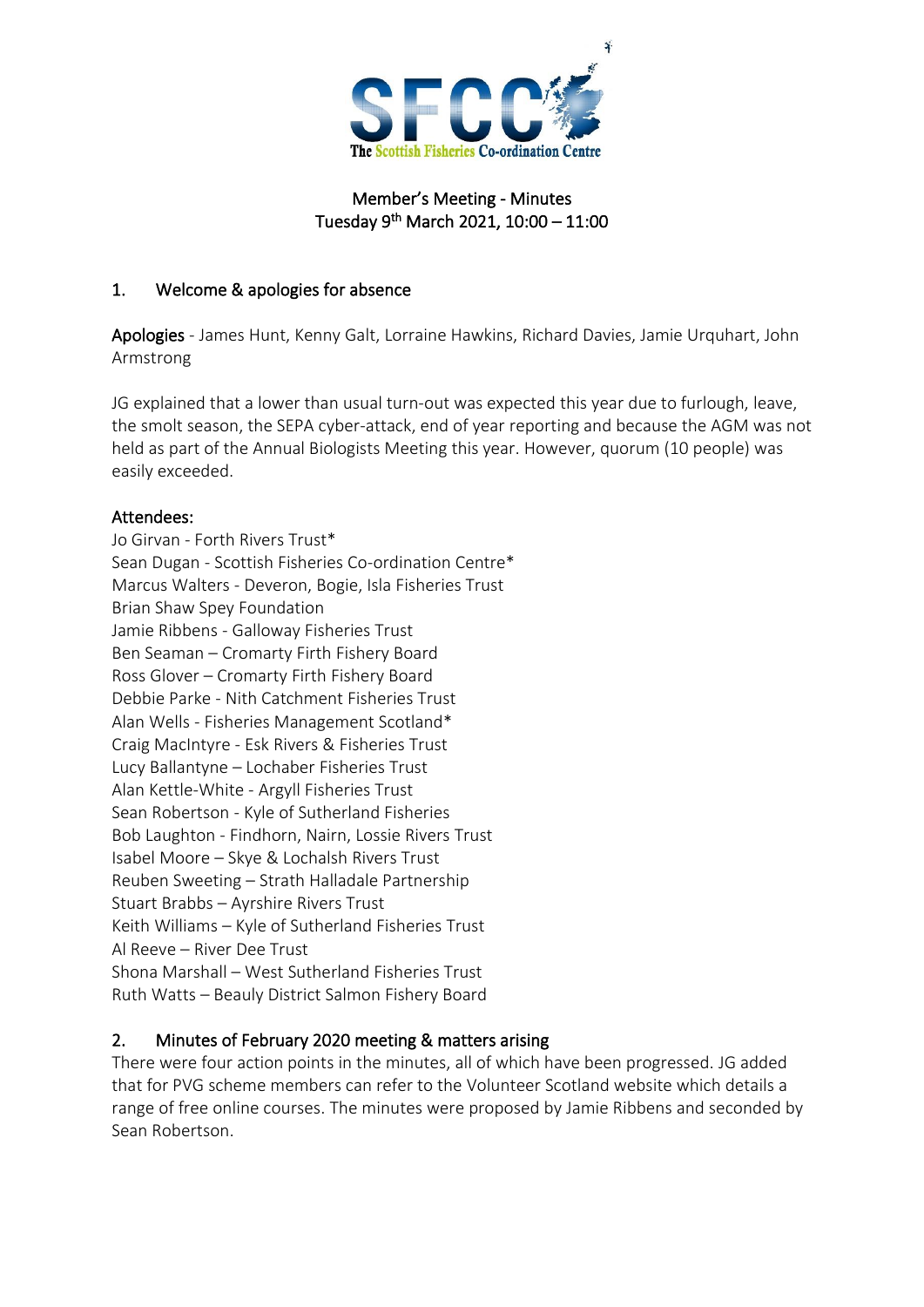# Member's Meeting - Minutes

**Tuesday 9th March 2021, 10:00 – 11:00**

## 1. Welcome & apologies for absence

**Apologies** - James Hunt, Kenny Galt, Lorraine Hawkins, Richard Davies, Jamie Urquhart, John Armstrong

JG explained that a lower than usual turn-out was expected this year due to furlough, leave, the smolt season, the SEPA cyber-attack, end of year reporting and because the AGM was not held as part of the Annual Biologists Meeting this year. However, quorum (10 people) was easily exceeded.

**Attendees:**

Jo Girvan - Forth Rivers Trust*
Sean Dugan - Scottish Fisheries Co-ordination Centre*
Marcus Walters - Deveron, Bogie, Isla Fisheries Trust
Brian Shaw Spey Foundation
Jamie Ribbens - Galloway Fisheries Trust
Ben Seaman – Cromarty Firth Fishery Board
Ross Glover – Cromarty Firth Fishery Board
Debbie Parke - Nith Catchment Fisheries Trust
Alan Wells - Fisheries Management Scotland*
Craig MacIntyre - Esk Rivers & Fisheries Trust
Lucy Ballantyne – Lochaber Fisheries Trust
Alan Kettle-White - Argyll Fisheries Trust
Sean Robertson - Kyle of Sutherland Fisheries
Bob Laughton - Findhorn, Nairn, Lossie Rivers Trust
Isabel Moore – Skye & Lochalsh Rivers Trust
Reuben Sweeting – Strath Halladale Partnership
Stuart Brabbs – Ayrshire Rivers Trust
Keith Williams – Kyle of Sutherland Fisheries Trust
Al Reeve – River Dee Trust
Shona Marshall – West Sutherland Fisheries Trust
Ruth Watts – Beauly District Salmon Fishery Board

## 2. Minutes of February 2020 meeting & matters arising

There were four action points in the minutes, all of which have been progressed. JG added that for PVG scheme members can refer to the Volunteer Scotland website which details a range of free online courses. The minutes were proposed by Jamie Ribbens and seconded by Sean Robertson.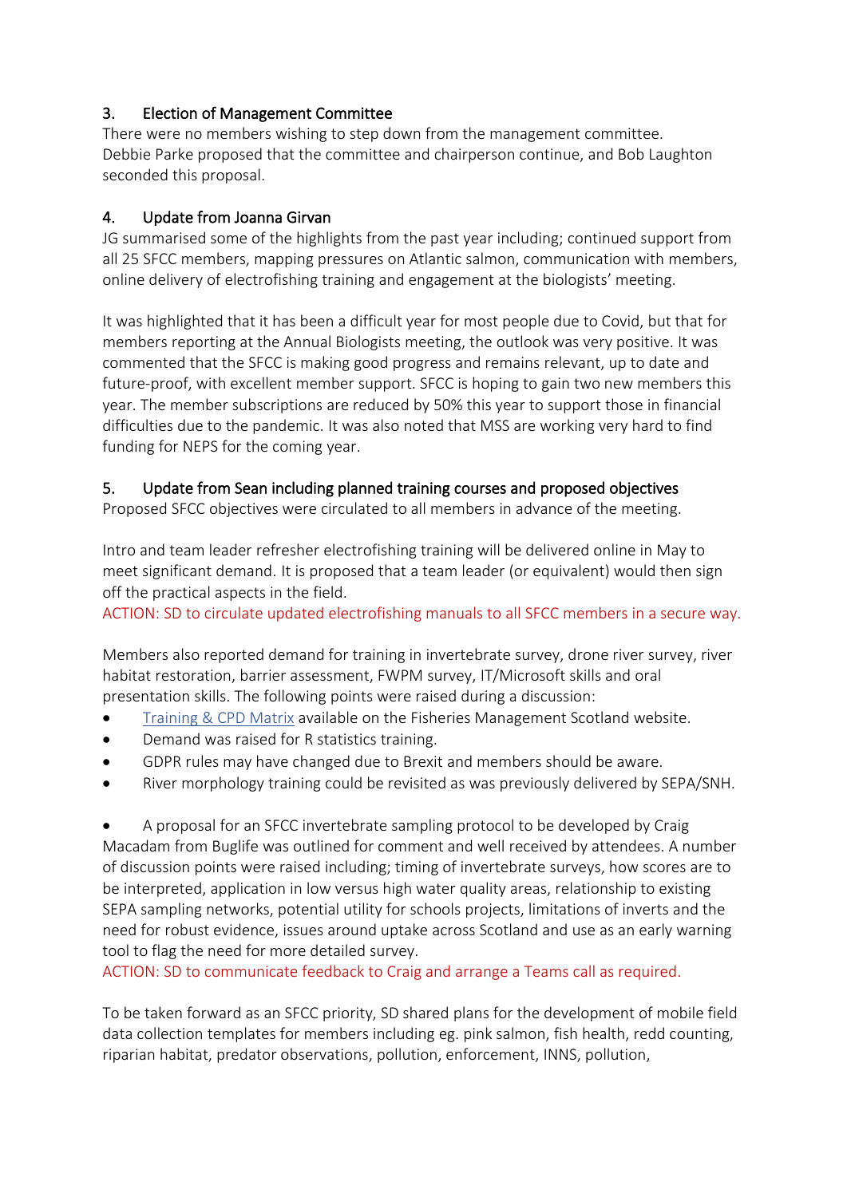## 3. Election of Management Committee

There were no members wishing to step down from the management committee. Debbie Parke proposed that the committee and chairperson continue, and Bob Laughton seconded this proposal.

## 4. Update from Joanna Girvan

JG summarised some of the highlights from the past year including; continued support from all 25 SFCC members, mapping pressures on Atlantic salmon, communication with members, online delivery of electrofishing training and engagement at the biologists' meeting.

It was highlighted that it has been a difficult year for most people due to Covid, but that for members reporting at the Annual Biologists meeting, the outlook was very positive. It was commented that the SFCC is making good progress and remains relevant, up to date and future-proof, with excellent member support. SFCC is hoping to gain two new members this year. The member subscriptions are reduced by 50% this year to support those in financial difficulties due to the pandemic. It was also noted that MSS are working very hard to find funding for NEPS for the coming year.

## 5. Update from Sean including planned training courses and proposed objectives

Proposed SFCC objectives were circulated to all members in advance of the meeting.

Intro and team leader refresher electrofishing training will be delivered online in May to meet significant demand. It is proposed that a team leader (or equivalent) would then sign off the practical aspects in the field.

ACTION: SD to circulate updated electrofishing manuals to all SFCC members in a secure way.

Members also reported demand for training in invertebrate survey, drone river survey, river habitat restoration, barrier assessment, FWPM survey, IT/Microsoft skills and oral presentation skills. The following points were raised during a discussion:

- Training & CPD Matrix available on the Fisheries Management Scotland website.
- Demand was raised for R statistics training.
- GDPR rules may have changed due to Brexit and members should be aware.
- River morphology training could be revisited as was previously delivered by SEPA/SNH.

- A proposal for an SFCC invertebrate sampling protocol to be developed by Craig Macadam from Buglife was outlined for comment and well received by attendees. A number of discussion points were raised including; timing of invertebrate surveys, how scores are to be interpreted, application in low versus high water quality areas, relationship to existing SEPA sampling networks, potential utility for schools projects, limitations of inverts and the need for robust evidence, issues around uptake across Scotland and use as an early warning tool to flag the need for more detailed survey.

ACTION: SD to communicate feedback to Craig and arrange a Teams call as required.

To be taken forward as an SFCC priority, SD shared plans for the development of mobile field data collection templates for members including eg. pink salmon, fish health, redd counting, riparian habitat, predator observations, pollution, enforcement, INNS, pollution,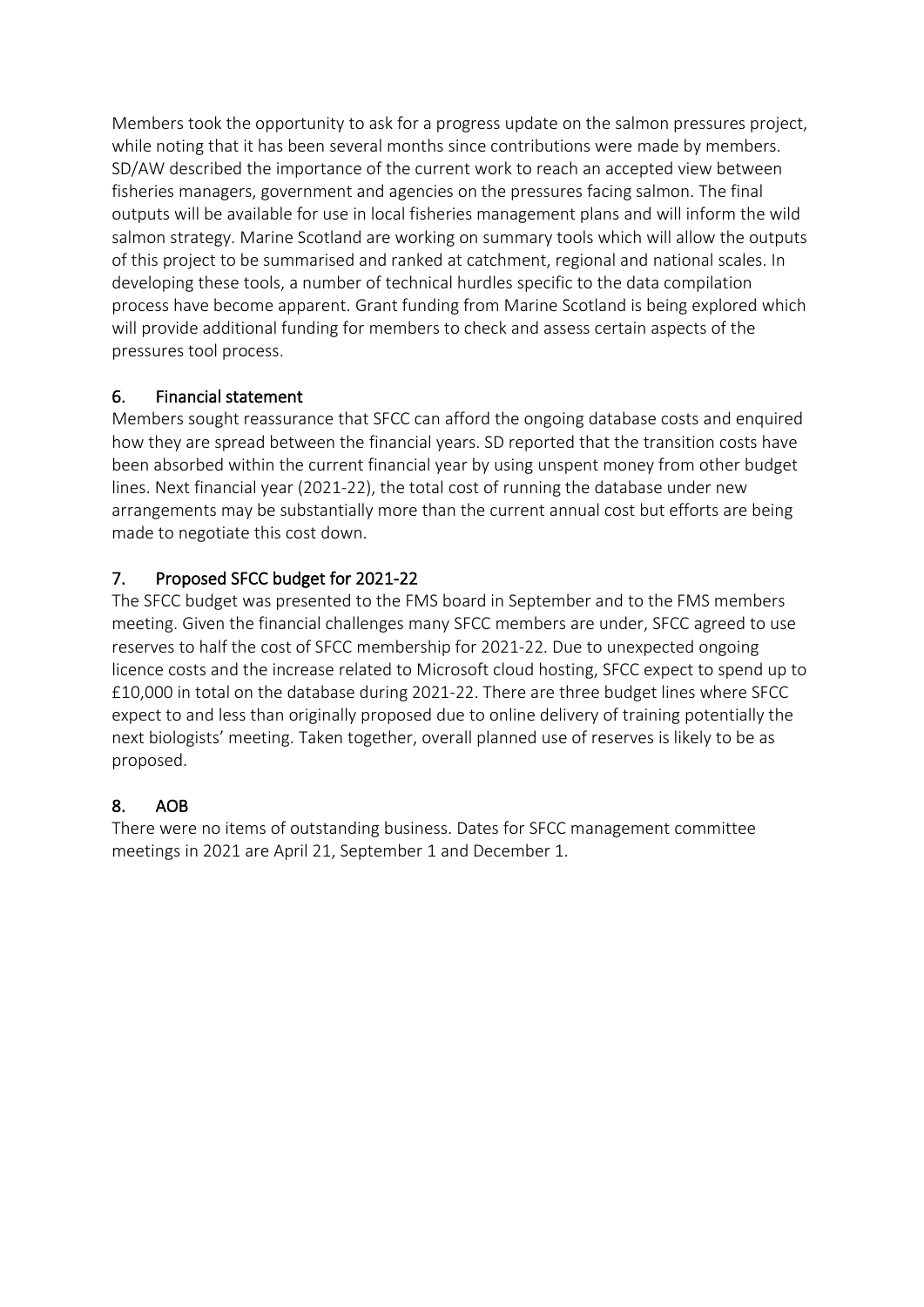Members took the opportunity to ask for a progress update on the salmon pressures project, while noting that it has been several months since contributions were made by members. SD/AW described the importance of the current work to reach an accepted view between fisheries managers, government and agencies on the pressures facing salmon. The final outputs will be available for use in local fisheries management plans and will inform the wild salmon strategy. Marine Scotland are working on summary tools which will allow the outputs of this project to be summarised and ranked at catchment, regional and national scales. In developing these tools, a number of technical hurdles specific to the data compilation process have become apparent. Grant funding from Marine Scotland is being explored which will provide additional funding for members to check and assess certain aspects of the pressures tool process.

## 6. Financial statement

Members sought reassurance that SFCC can afford the ongoing database costs and enquired how they are spread between the financial years. SD reported that the transition costs have been absorbed within the current financial year by using unspent money from other budget lines. Next financial year (2021-22), the total cost of running the database under new arrangements may be substantially more than the current annual cost but efforts are being made to negotiate this cost down.

## 7. Proposed SFCC budget for 2021-22

The SFCC budget was presented to the FMS board in September and to the FMS members meeting. Given the financial challenges many SFCC members are under, SFCC agreed to use reserves to half the cost of SFCC membership for 2021-22. Due to unexpected ongoing licence costs and the increase related to Microsoft cloud hosting, SFCC expect to spend up to £10,000 in total on the database during 2021-22. There are three budget lines where SFCC expect to and less than originally proposed due to online delivery of training potentially the next biologists' meeting. Taken together, overall planned use of reserves is likely to be as proposed.

## 8. AOB

There were no items of outstanding business. Dates for SFCC management committee meetings in 2021 are April 21, September 1 and December 1.